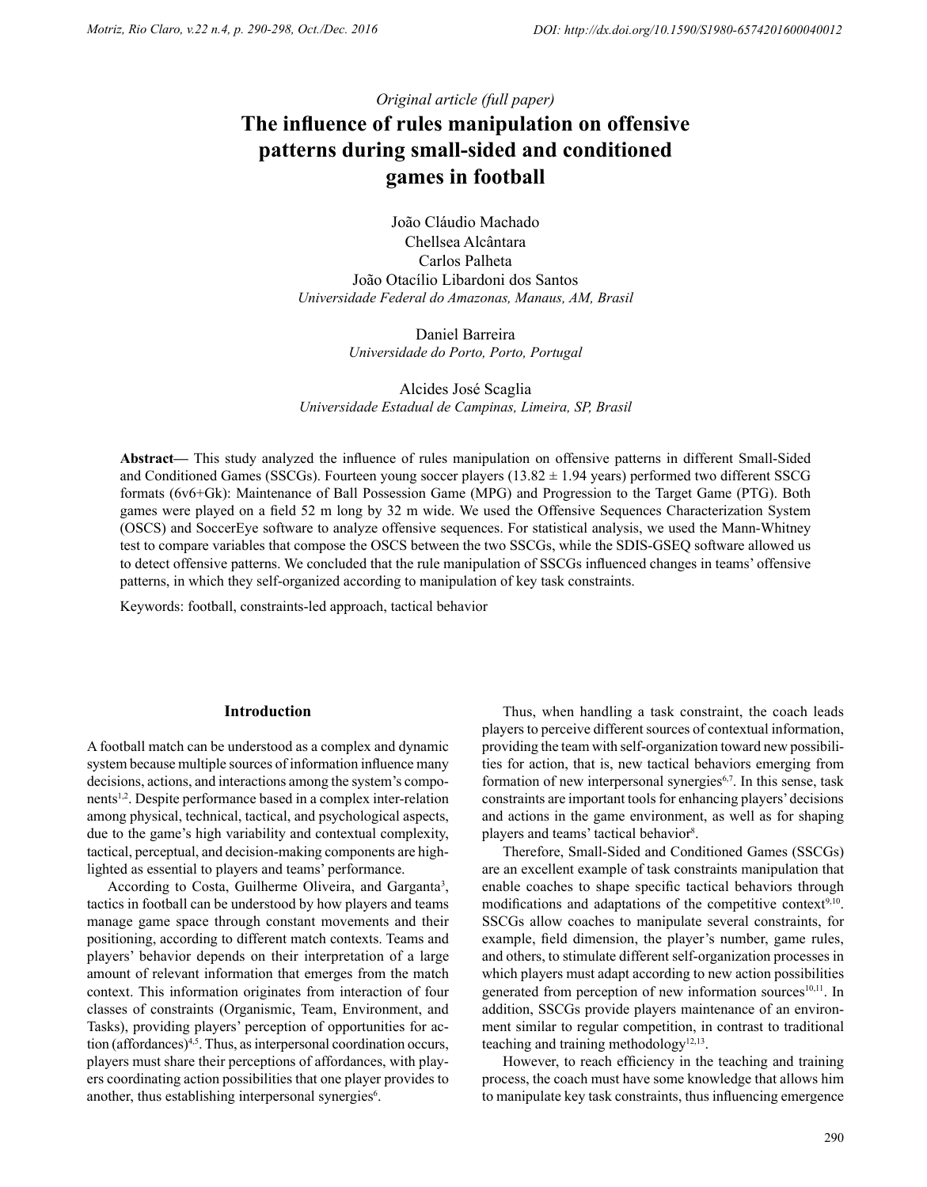*Original article (full paper)*

# The influence of rules manipulation on offensive patterns during small-sided and conditioned games in football

João Cláudio Machado
Chellsea Alcântara
Carlos Palheta
João Otacílio Libardoni dos Santos
*Universidade Federal do Amazonas, Manaus, AM, Brasil*

Daniel Barreira
*Universidade do Porto, Porto, Portugal*

Alcides José Scaglia
*Universidade Estadual de Campinas, Limeira, SP, Brasil*

**Abstract—** This study analyzed the influence of rules manipulation on offensive patterns in different Small-Sided and Conditioned Games (SSCGs). Fourteen young soccer players (13.82 ± 1.94 years) performed two different SSCG formats (6v6+Gk): Maintenance of Ball Possession Game (MPG) and Progression to the Target Game (PTG). Both games were played on a field 52 m long by 32 m wide. We used the Offensive Sequences Characterization System (OSCS) and SoccerEye software to analyze offensive sequences. For statistical analysis, we used the Mann-Whitney test to compare variables that compose the OSCS between the two SSCGs, while the SDIS-GSEQ software allowed us to detect offensive patterns. We concluded that the rule manipulation of SSCGs influenced changes in teams' offensive patterns, in which they self-organized according to manipulation of key task constraints.

Keywords: football, constraints-led approach, tactical behavior

## Introduction

A football match can be understood as a complex and dynamic system because multiple sources of information influence many decisions, actions, and interactions among the system's components[1,2]. Despite performance based in a complex inter-relation among physical, technical, tactical, and psychological aspects, due to the game's high variability and contextual complexity, tactical, perceptual, and decision-making components are highlighted as essential to players and teams' performance.

According to Costa, Guilherme Oliveira, and Garganta[3], tactics in football can be understood by how players and teams manage game space through constant movements and their positioning, according to different match contexts. Teams and players' behavior depends on their interpretation of a large amount of relevant information that emerges from the match context. This information originates from interaction of four classes of constraints (Organismic, Team, Environment, and Tasks), providing players' perception of opportunities for action (affordances)[4,5]. Thus, as interpersonal coordination occurs, players must share their perceptions of affordances, with players coordinating action possibilities that one player provides to another, thus establishing interpersonal synergies[6].

Thus, when handling a task constraint, the coach leads players to perceive different sources of contextual information, providing the team with self-organization toward new possibilities for action, that is, new tactical behaviors emerging from formation of new interpersonal synergies[6,7]. In this sense, task constraints are important tools for enhancing players' decisions and actions in the game environment, as well as for shaping players and teams' tactical behavior[8].

Therefore, Small-Sided and Conditioned Games (SSCGs) are an excellent example of task constraints manipulation that enable coaches to shape specific tactical behaviors through modifications and adaptations of the competitive context[9,10]. SSCGs allow coaches to manipulate several constraints, for example, field dimension, the player's number, game rules, and others, to stimulate different self-organization processes in which players must adapt according to new action possibilities generated from perception of new information sources[10,11]. In addition, SSCGs provide players maintenance of an environment similar to regular competition, in contrast to traditional teaching and training methodology[12,13].

However, to reach efficiency in the teaching and training process, the coach must have some knowledge that allows him to manipulate key task constraints, thus influencing emergence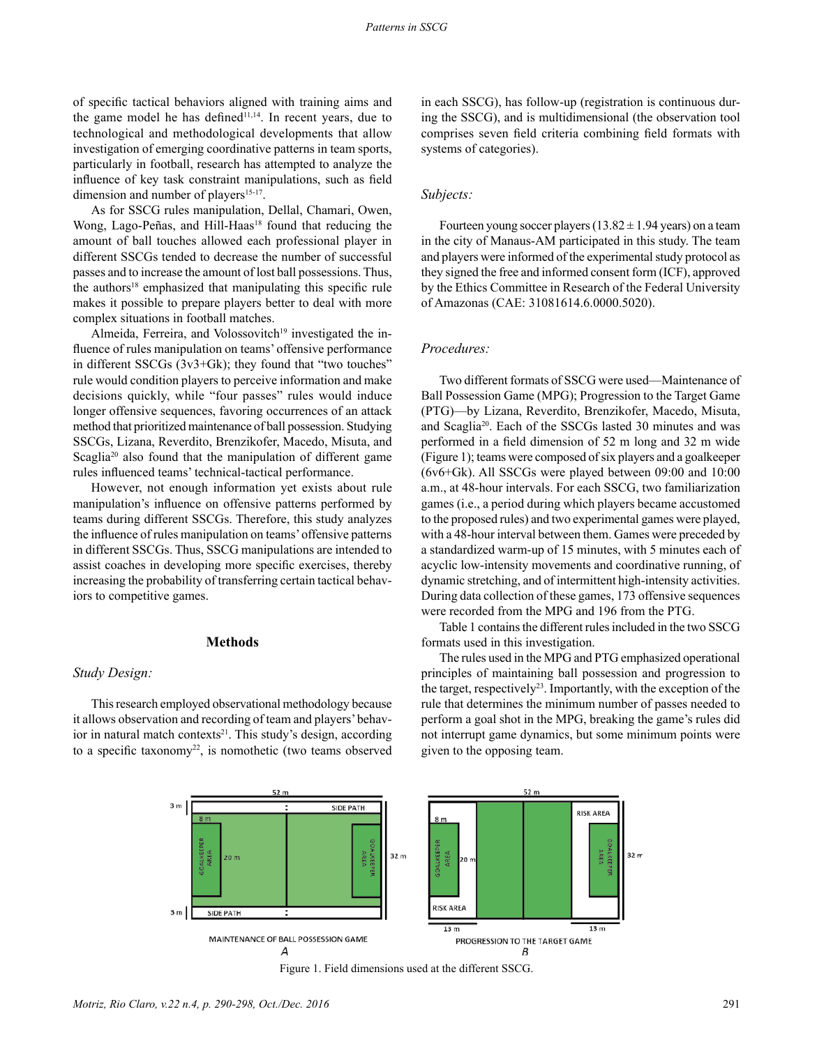of specific tactical behaviors aligned with training aims and the game model he has defined[11,14]. In recent years, due to technological and methodological developments that allow investigation of emerging coordinative patterns in team sports, particularly in football, research has attempted to analyze the influence of key task constraint manipulations, such as field dimension and number of players[15-17].

As for SSCG rules manipulation, Dellal, Chamari, Owen, Wong, Lago-Peñas, and Hill-Haas[18] found that reducing the amount of ball touches allowed each professional player in different SSCGs tended to decrease the number of successful passes and to increase the amount of lost ball possessions. Thus, the authors[18] emphasized that manipulating this specific rule makes it possible to prepare players better to deal with more complex situations in football matches.

Almeida, Ferreira, and Volossovitch[19] investigated the influence of rules manipulation on teams' offensive performance in different SSCGs (3v3+Gk); they found that "two touches" rule would condition players to perceive information and make decisions quickly, while "four passes" rules would induce longer offensive sequences, favoring occurrences of an attack method that prioritized maintenance of ball possession. Studying SSCGs, Lizana, Reverdito, Brenzikofer, Macedo, Misuta, and Scaglia[20] also found that the manipulation of different game rules influenced teams' technical-tactical performance.

However, not enough information yet exists about rule manipulation's influence on offensive patterns performed by teams during different SSCGs. Therefore, this study analyzes the influence of rules manipulation on teams' offensive patterns in different SSCGs. Thus, SSCG manipulations are intended to assist coaches in developing more specific exercises, thereby increasing the probability of transferring certain tactical behaviors to competitive games.

## Methods

### *Study Design:*

This research employed observational methodology because it allows observation and recording of team and players' behavior in natural match contexts[21]. This study's design, according to a specific taxonomy[22], is nomothetic (two teams observed in each SSCG), has follow-up (registration is continuous during the SSCG), and is multidimensional (the observation tool comprises seven field criteria combining field formats with systems of categories).

### *Subjects:*

Fourteen young soccer players (13.82 ± 1.94 years) on a team in the city of Manaus-AM participated in this study. The team and players were informed of the experimental study protocol as they signed the free and informed consent form (ICF), approved by the Ethics Committee in Research of the Federal University of Amazonas (CAE: 31081614.6.0000.5020).

### *Procedures:*

Two different formats of SSCG were used—Maintenance of Ball Possession Game (MPG); Progression to the Target Game (PTG)—by Lizana, Reverdito, Brenzikofer, Macedo, Misuta, and Scaglia[20]. Each of the SSCGs lasted 30 minutes and was performed in a field dimension of 52 m long and 32 m wide (Figure 1); teams were composed of six players and a goalkeeper (6v6+Gk). All SSCGs were played between 09:00 and 10:00 a.m., at 48-hour intervals. For each SSCG, two familiarization games (i.e., a period during which players became accustomed to the proposed rules) and two experimental games were played, with a 48-hour interval between them. Games were preceded by a standardized warm-up of 15 minutes, with 5 minutes each of acyclic low-intensity movements and coordinative running, of dynamic stretching, and of intermittent high-intensity activities. During data collection of these games, 173 offensive sequences were recorded from the MPG and 196 from the PTG.

Table 1 contains the different rules included in the two SSCG formats used in this investigation.

The rules used in the MPG and PTG emphasized operational principles of maintaining ball possession and progression to the target, respectively[23]. Importantly, with the exception of the rule that determines the minimum number of passes needed to perform a goal shot in the MPG, breaking the game's rules did not interrupt game dynamics, but some minimum points were given to the opposing team.

Figure 1. Field dimensions used at the different SSCG.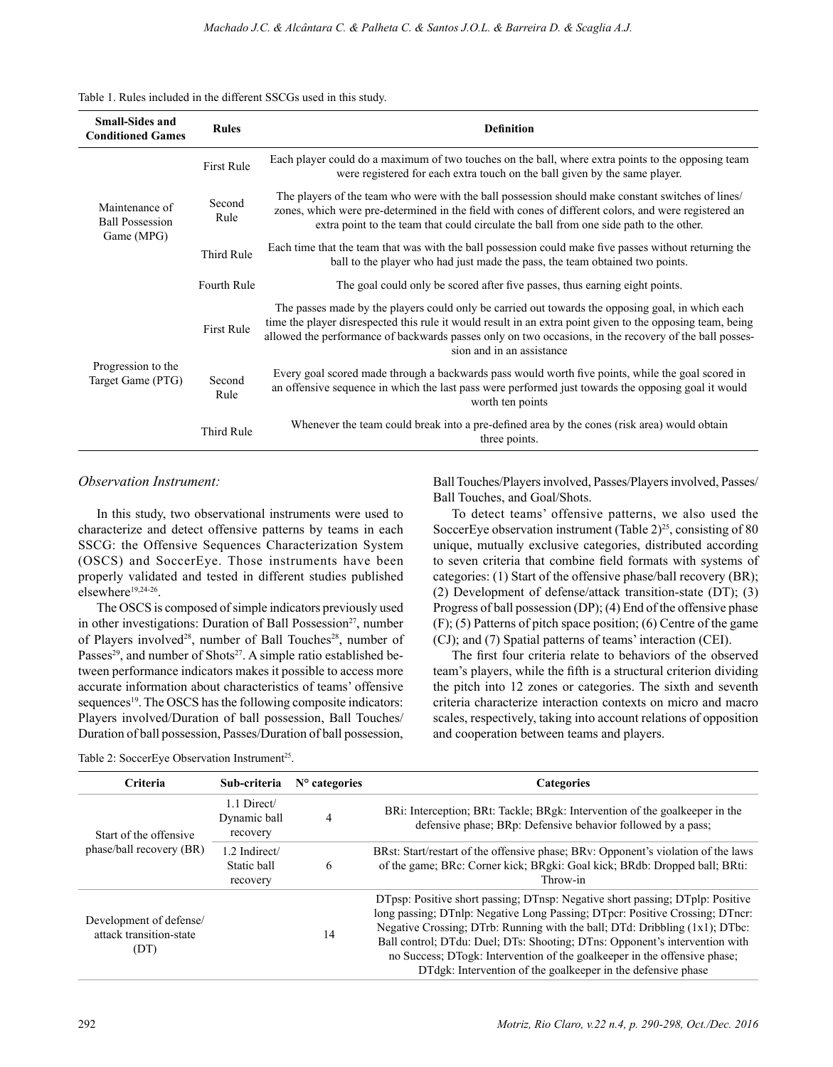Table 1. Rules included in the different SSCGs used in this study.

| Small-Sides and Conditioned Games | Rules | Definition |
|---|---|---|
| Maintenance of Ball Possession Game (MPG) | First Rule | Each player could do a maximum of two touches on the ball, where extra points to the opposing team were registered for each extra touch on the ball given by the same player. |
| | Second Rule | The players of the team who were with the ball possession should make constant switches of lines/zones, which were pre-determined in the field with cones of different colors, and were registered an extra point to the team that could circulate the ball from one side path to the other. |
| | Third Rule | Each time that the team that was with the ball possession could make five passes without returning the ball to the player who had just made the pass, the team obtained two points. |
| | Fourth Rule | The goal could only be scored after five passes, thus earning eight points. |
| Progression to the Target Game (PTG) | First Rule | The passes made by the players could only be carried out towards the opposing goal, in which each time the player disrespected this rule it would result in an extra point given to the opposing team, being allowed the performance of backwards passes only on two occasions, in the recovery of the ball possession and in an assistance |
| | Second Rule | Every goal scored made through a backwards pass would worth five points, while the goal scored in an offensive sequence in which the last pass were performed just towards the opposing goal it would worth ten points |
| | Third Rule | Whenever the team could break into a pre-defined area by the cones (risk area) would obtain three points. |

*Observation Instrument:*

In this study, two observational instruments were used to characterize and detect offensive patterns by teams in each SSCG: the Offensive Sequences Characterization System (OSCS) and SoccerEye. Those instruments have been properly validated and tested in different studies published elsewhere[19,24-26].

The OSCS is composed of simple indicators previously used in other investigations: Duration of Ball Possession[27], number of Players involved[28], number of Ball Touches[28], number of Passes[29], and number of Shots[27]. A simple ratio established between performance indicators makes it possible to access more accurate information about characteristics of teams' offensive sequences[19]. The OSCS has the following composite indicators: Players involved/Duration of ball possession, Ball Touches/Duration of ball possession, Passes/Duration of ball possession, Ball Touches/Players involved, Passes/Players involved, Passes/Ball Touches, and Goal/Shots.

To detect teams' offensive patterns, we also used the SoccerEye observation instrument (Table 2)[25], consisting of 80 unique, mutually exclusive categories, distributed according to seven criteria that combine field formats with systems of categories: (1) Start of the offensive phase/ball recovery (BR); (2) Development of defense/attack transition-state (DT); (3) Progress of ball possession (DP); (4) End of the offensive phase (F); (5) Patterns of pitch space position; (6) Centre of the game (CJ); and (7) Spatial patterns of teams' interaction (CEI).

The first four criteria relate to behaviors of the observed team's players, while the fifth is a structural criterion dividing the pitch into 12 zones or categories. The sixth and seventh criteria characterize interaction contexts on micro and macro scales, respectively, taking into account relations of opposition and cooperation between teams and players.

Table 2: SoccerEye Observation Instrument[25].

| Criteria | Sub-criteria | N° categories | Categories |
|---|---|---|---|
| Start of the offensive phase/ball recovery (BR) | 1.1 Direct/ Dynamic ball recovery | 4 | BRi: Interception; BRt: Tackle; BRgk: Intervention of the goalkeeper in the defensive phase; BRp: Defensive behavior followed by a pass; |
| | 1.2 Indirect/ Static ball recovery | 6 | BRst: Start/restart of the offensive phase; BRv: Opponent's violation of the laws of the game; BRc: Corner kick; BRgki: Goal kick; BRdb: Dropped ball; BRti: Throw-in |
| Development of defense/ attack transition-state (DT) | | 14 | DTpsp: Positive short passing; DTnsp: Negative short passing; DTplp: Positive long passing; DTnlp: Negative Long Passing; DTpcr: Positive Crossing; DTncr: Negative Crossing; DTrb: Running with the ball; DTd: Dribbling (1x1); DTbc: Ball control; DTdu: Duel; DTs: Shooting; DTns: Opponent's intervention with no Success; DTogk: Intervention of the goalkeeper in the offensive phase; DTdgk: Intervention of the goalkeeper in the defensive phase |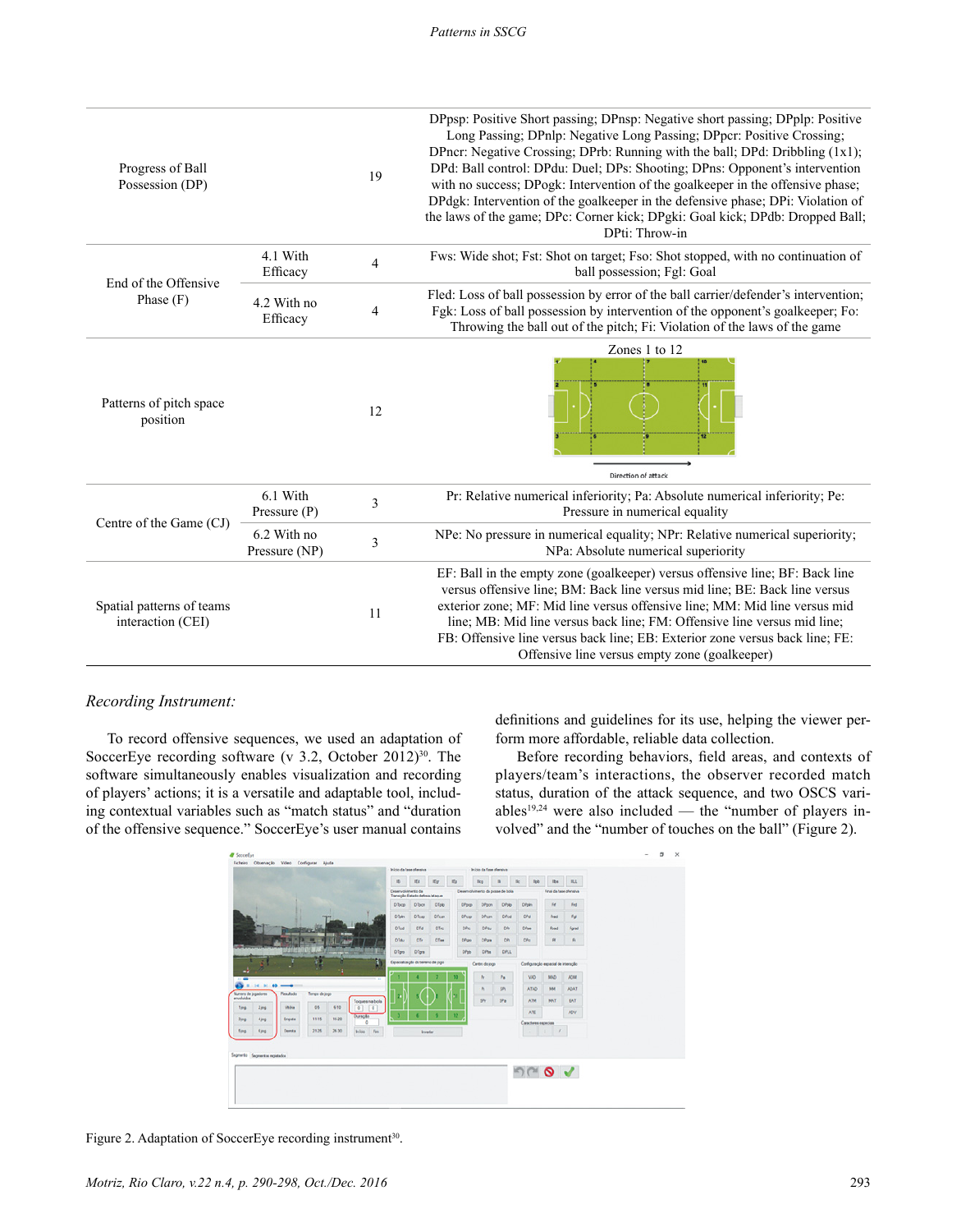| | | | |
|---|---|---|---|
| Progress of Ball Possession (DP) | | 19 | DPpsp: Positive Short passing; DPnsp: Negative short passing; DPplp: Positive Long Passing; DPnlp: Negative Long Passing; DPpcr: Positive Crossing; DPncr: Negative Crossing; DPrb: Running with the ball; DPd: Dribbling (1x1); DPd: Ball control: DPdu: Duel; DPs: Shooting; DPns: Opponent's intervention with no success; DPogk: Intervention of the goalkeeper in the offensive phase; DPdgk: Intervention of the goalkeeper in the defensive phase; DPi: Violation of the laws of the game; DPc: Corner kick; DPgki: Goal kick; DPdb: Dropped Ball; DPti: Throw-in |
| End of the Offensive Phase (F) | 4.1 With Efficacy | 4 | Fws: Wide shot; Fst: Shot on target; Fso: Shot stopped, with no continuation of ball possession; Fgl: Goal |
| | 4.2 With no Efficacy | 4 | Fled: Loss of ball possession by error of the ball carrier/defender's intervention; Fgk: Loss of ball possession by intervention of the opponent's goalkeeper; Fo: Throwing the ball out of the pitch; Fi: Violation of the laws of the game |
| Patterns of pitch space position | | 12 | Zones 1 to 12 (Direction of attack) |
| Centre of the Game (CJ) | 6.1 With Pressure (P) | 3 | Pr: Relative numerical inferiority; Pa: Absolute numerical inferiority; Pe: Pressure in numerical equality |
| | 6.2 With no Pressure (NP) | 3 | NPe: No pressure in numerical equality; NPr: Relative numerical superiority; NPa: Absolute numerical superiority |
| Spatial patterns of teams interaction (CEI) | | 11 | EF: Ball in the empty zone (goalkeeper) versus offensive line; BF: Back line versus offensive line; BM: Back line versus mid line; BE: Back line versus exterior zone; MF: Mid line versus offensive line; MM: Mid line versus mid line; MB: Mid line versus back line; FM: Offensive line versus mid line; FB: Offensive line versus back line; EB: Exterior zone versus back line; FE: Offensive line versus empty zone (goalkeeper) |

*Recording Instrument:*

To record offensive sequences, we used an adaptation of SoccerEye recording software (v 3.2, October 2012)[30]. The software simultaneously enables visualization and recording of players' actions; it is a versatile and adaptable tool, including contextual variables such as "match status" and "duration of the offensive sequence." SoccerEye's user manual contains definitions and guidelines for its use, helping the viewer perform more affordable, reliable data collection.

Before recording behaviors, field areas, and contexts of players/team's interactions, the observer recorded match status, duration of the attack sequence, and two OSCS variables[19,24] were also included — the "number of players involved" and the "number of touches on the ball" (Figure 2).

Figure 2. Adaptation of SoccerEye recording instrument[30].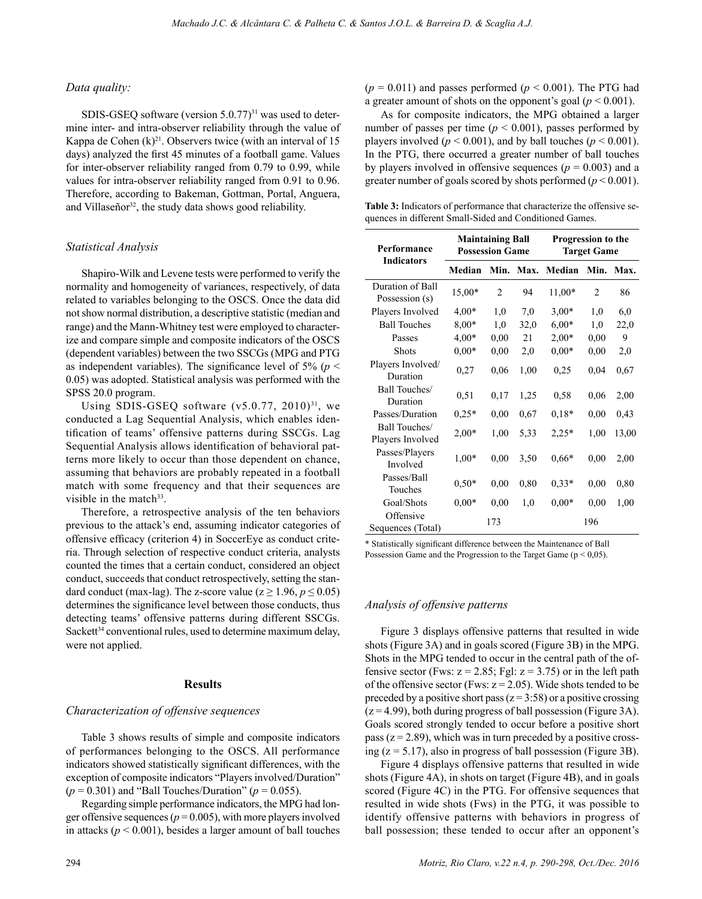### *Data quality:*

SDIS-GSEQ software (version 5.0.77)[31] was used to determine inter- and intra-observer reliability through the value of Kappa de Cohen (k)[21]. Observers twice (with an interval of 15 days) analyzed the first 45 minutes of a football game. Values for inter-observer reliability ranged from 0.79 to 0.99, while values for intra-observer reliability ranged from 0.91 to 0.96. Therefore, according to Bakeman, Gottman, Portal, Anguera, and Villaseñor[32], the study data shows good reliability.

### *Statistical Analysis*

Shapiro-Wilk and Levene tests were performed to verify the normality and homogeneity of variances, respectively, of data related to variables belonging to the OSCS. Once the data did not show normal distribution, a descriptive statistic (median and range) and the Mann-Whitney test were employed to characterize and compare simple and composite indicators of the OSCS (dependent variables) between the two SSCGs (MPG and PTG as independent variables). The significance level of 5% ($p < 0.05$) was adopted. Statistical analysis was performed with the SPSS 20.0 program.

Using SDIS-GSEQ software (v5.0.77, 2010)[31], we conducted a Lag Sequential Analysis, which enables identification of teams' offensive patterns during SSCGs. Lag Sequential Analysis allows identification of behavioral patterns more likely to occur than those dependent on chance, assuming that behaviors are probably repeated in a football match with some frequency and that their sequences are visible in the match[33].

Therefore, a retrospective analysis of the ten behaviors previous to the attack's end, assuming indicator categories of offensive efficacy (criterion 4) in SoccerEye as conduct criteria. Through selection of respective conduct criteria, analysts counted the times that a certain conduct, considered an object conduct, succeeds that conduct retrospectively, setting the standard conduct (max-lag). The z-score value ($z \geq 1.96$, $p \leq 0.05$) determines the significance level between those conducts, thus detecting teams' offensive patterns during different SSCGs. Sackett[34] conventional rules, used to determine maximum delay, were not applied.

## Results

### *Characterization of offensive sequences*

Table 3 shows results of simple and composite indicators of performances belonging to the OSCS. All performance indicators showed statistically significant differences, with the exception of composite indicators "Players involved/Duration" ($p = 0.301$) and "Ball Touches/Duration" ($p = 0.055$).

Regarding simple performance indicators, the MPG had longer offensive sequences ($p = 0.005$), with more players involved in attacks ($p < 0.001$), besides a larger amount of ball touches ($p = 0.011$) and passes performed ($p < 0.001$). The PTG had a greater amount of shots on the opponent's goal ($p < 0.001$).

As for composite indicators, the MPG obtained a larger number of passes per time ($p < 0.001$), passes performed by players involved ($p < 0.001$), and by ball touches ($p < 0.001$). In the PTG, there occurred a greater number of ball touches by players involved in offensive sequences ($p = 0.003$) and a greater number of goals scored by shots performed ($p < 0.001$).

**Table 3:** Indicators of performance that characterize the offensive sequences in different Small-Sided and Conditioned Games.

| Performance Indicators | Maintaining Ball Possession Game | | | Progression to the Target Game | | |
|---|---|---|---|---|---|---|
| | Median | Min. | Max. | Median | Min. | Max. |
| Duration of Ball Possession (s) | 15,00* | 2 | 94 | 11,00* | 2 | 86 |
| Players Involved | 4,00* | 1,0 | 7,0 | 3,00* | 1,0 | 6,0 |
| Ball Touches | 8,00* | 1,0 | 32,0 | 6,00* | 1,0 | 22,0 |
| Passes | 4,00* | 0,00 | 21 | 2,00* | 0,00 | 9 |
| Shots | 0,00* | 0,00 | 2,0 | 0,00* | 0,00 | 2,0 |
| Players Involved/ Duration | 0,27 | 0,06 | 1,00 | 0,25 | 0,04 | 0,67 |
| Ball Touches/ Duration | 0,51 | 0,17 | 1,25 | 0,58 | 0,06 | 2,00 |
| Passes/Duration | 0,25* | 0,00 | 0,67 | 0,18* | 0,00 | 0,43 |
| Ball Touches/ Players Involved | 2,00* | 1,00 | 5,33 | 2,25* | 1,00 | 13,00 |
| Passes/Players Involved | 1,00* | 0,00 | 3,50 | 0,66* | 0,00 | 2,00 |
| Passes/Ball Touches | 0,50* | 0,00 | 0,80 | 0,33* | 0,00 | 0,80 |
| Goal/Shots | 0,00* | 0,00 | 1,0 | 0,00* | 0,00 | 1,00 |
| Offensive Sequences (Total) | 173 | | | 196 | | |

\* Statistically significant difference between the Maintenance of Ball Possession Game and the Progression to the Target Game (p < 0,05).

### *Analysis of offensive patterns*

Figure 3 displays offensive patterns that resulted in wide shots (Figure 3A) and in goals scored (Figure 3B) in the MPG. Shots in the MPG tended to occur in the central path of the offensive sector (Fws: $z = 2.85$; Fgl: $z = 3.75$) or in the left path of the offensive sector (Fws: $z = 2.05$). Wide shots tended to be preceded by a positive short pass ($z = 3:58$) or a positive crossing ($z = 4.99$), both during progress of ball possession (Figure 3A). Goals scored strongly tended to occur before a positive short pass ($z = 2.89$), which was in turn preceded by a positive crossing ($z = 5.17$), also in progress of ball possession (Figure 3B).

Figure 4 displays offensive patterns that resulted in wide shots (Figure 4A), in shots on target (Figure 4B), and in goals scored (Figure 4C) in the PTG. For offensive sequences that resulted in wide shots (Fws) in the PTG, it was possible to identify offensive patterns with behaviors in progress of ball possession; these tended to occur after an opponent's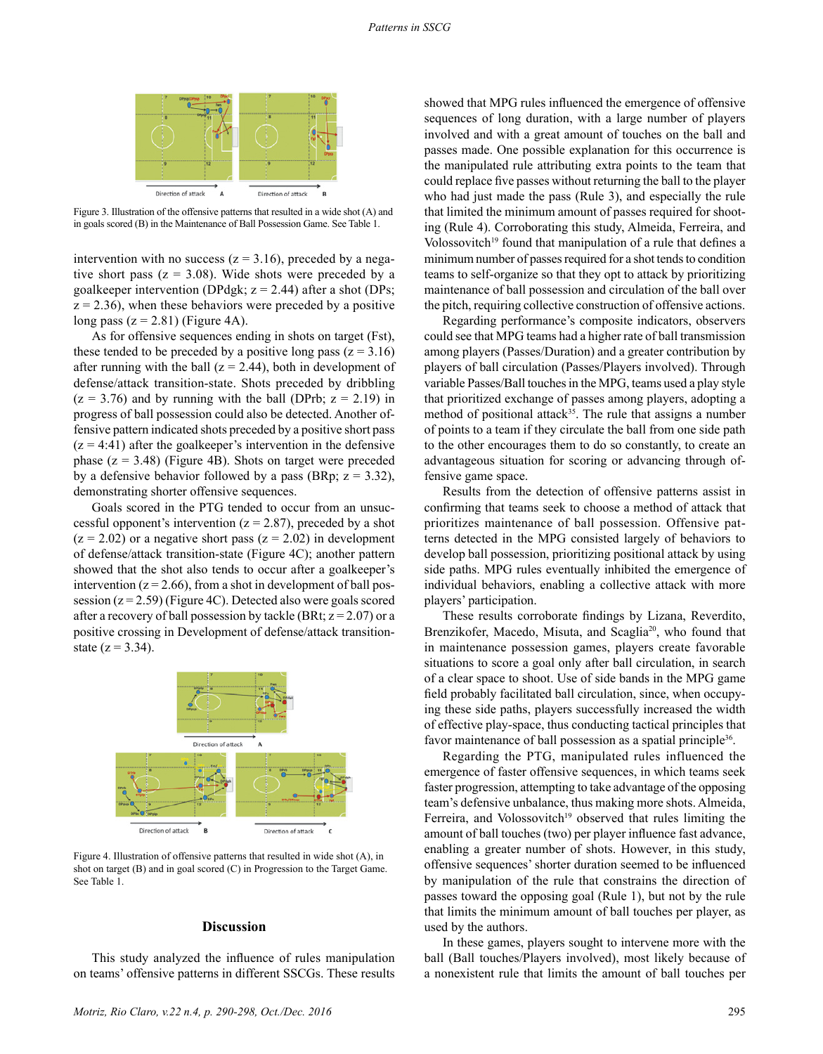Figure 3. Illustration of the offensive patterns that resulted in a wide shot (A) and in goals scored (B) in the Maintenance of Ball Possession Game. See Table 1.

intervention with no success (z = 3.16), preceded by a negative short pass (z = 3.08). Wide shots were preceded by a goalkeeper intervention (DPdgk; z = 2.44) after a shot (DPs; z = 2.36), when these behaviors were preceded by a positive long pass (z = 2.81) (Figure 4A).

As for offensive sequences ending in shots on target (Fst), these tended to be preceded by a positive long pass (z = 3.16) after running with the ball (z = 2.44), both in development of defense/attack transition-state. Shots preceded by dribbling (z = 3.76) and by running with the ball (DPrb; z = 2.19) in progress of ball possession could also be detected. Another offensive pattern indicated shots preceded by a positive short pass (z = 4:41) after the goalkeeper's intervention in the defensive phase (z = 3.48) (Figure 4B). Shots on target were preceded by a defensive behavior followed by a pass (BRp; z = 3.32), demonstrating shorter offensive sequences.

Goals scored in the PTG tended to occur from an unsuccessful opponent's intervention (z = 2.87), preceded by a shot (z = 2.02) or a negative short pass (z = 2.02) in development of defense/attack transition-state (Figure 4C); another pattern showed that the shot also tends to occur after a goalkeeper's intervention (z = 2.66), from a shot in development of ball possession (z = 2.59) (Figure 4C). Detected also were goals scored after a recovery of ball possession by tackle (BRt; z = 2.07) or a positive crossing in Development of defense/attack transition-state (z = 3.34).

Figure 4. Illustration of offensive patterns that resulted in wide shot (A), in shot on target (B) and in goal scored (C) in Progression to the Target Game. See Table 1.

## Discussion

This study analyzed the influence of rules manipulation on teams' offensive patterns in different SSCGs. These results showed that MPG rules influenced the emergence of offensive sequences of long duration, with a large number of players involved and with a great amount of touches on the ball and passes made. One possible explanation for this occurrence is the manipulated rule attributing extra points to the team that could replace five passes without returning the ball to the player who had just made the pass (Rule 3), and especially the rule that limited the minimum amount of passes required for shooting (Rule 4). Corroborating this study, Almeida, Ferreira, and Volossovitch[19] found that manipulation of a rule that defines a minimum number of passes required for a shot tends to condition teams to self-organize so that they opt to attack by prioritizing maintenance of ball possession and circulation of the ball over the pitch, requiring collective construction of offensive actions.

Regarding performance's composite indicators, observers could see that MPG teams had a higher rate of ball transmission among players (Passes/Duration) and a greater contribution by players of ball circulation (Passes/Players involved). Through variable Passes/Ball touches in the MPG, teams used a play style that prioritized exchange of passes among players, adopting a method of positional attack[35]. The rule that assigns a number of points to a team if they circulate the ball from one side path to the other encourages them to do so constantly, to create an advantageous situation for scoring or advancing through offensive game space.

Results from the detection of offensive patterns assist in confirming that teams seek to choose a method of attack that prioritizes maintenance of ball possession. Offensive patterns detected in the MPG consisted largely of behaviors to develop ball possession, prioritizing positional attack by using side paths. MPG rules eventually inhibited the emergence of individual behaviors, enabling a collective attack with more players' participation.

These results corroborate findings by Lizana, Reverdito, Brenzikofer, Macedo, Misuta, and Scaglia[20], who found that in maintenance possession games, players create favorable situations to score a goal only after ball circulation, in search of a clear space to shoot. Use of side bands in the MPG game field probably facilitated ball circulation, since, when occupying these side paths, players successfully increased the width of effective play-space, thus conducting tactical principles that favor maintenance of ball possession as a spatial principle[36].

Regarding the PTG, manipulated rules influenced the emergence of faster offensive sequences, in which teams seek faster progression, attempting to take advantage of the opposing team's defensive unbalance, thus making more shots. Almeida, Ferreira, and Volossovitch[19] observed that rules limiting the amount of ball touches (two) per player influence fast advance, enabling a greater number of shots. However, in this study, offensive sequences' shorter duration seemed to be influenced by manipulation of the rule that constrains the direction of passes toward the opposing goal (Rule 1), but not by the rule that limits the minimum amount of ball touches per player, as used by the authors.

In these games, players sought to intervene more with the ball (Ball touches/Players involved), most likely because of a nonexistent rule that limits the amount of ball touches per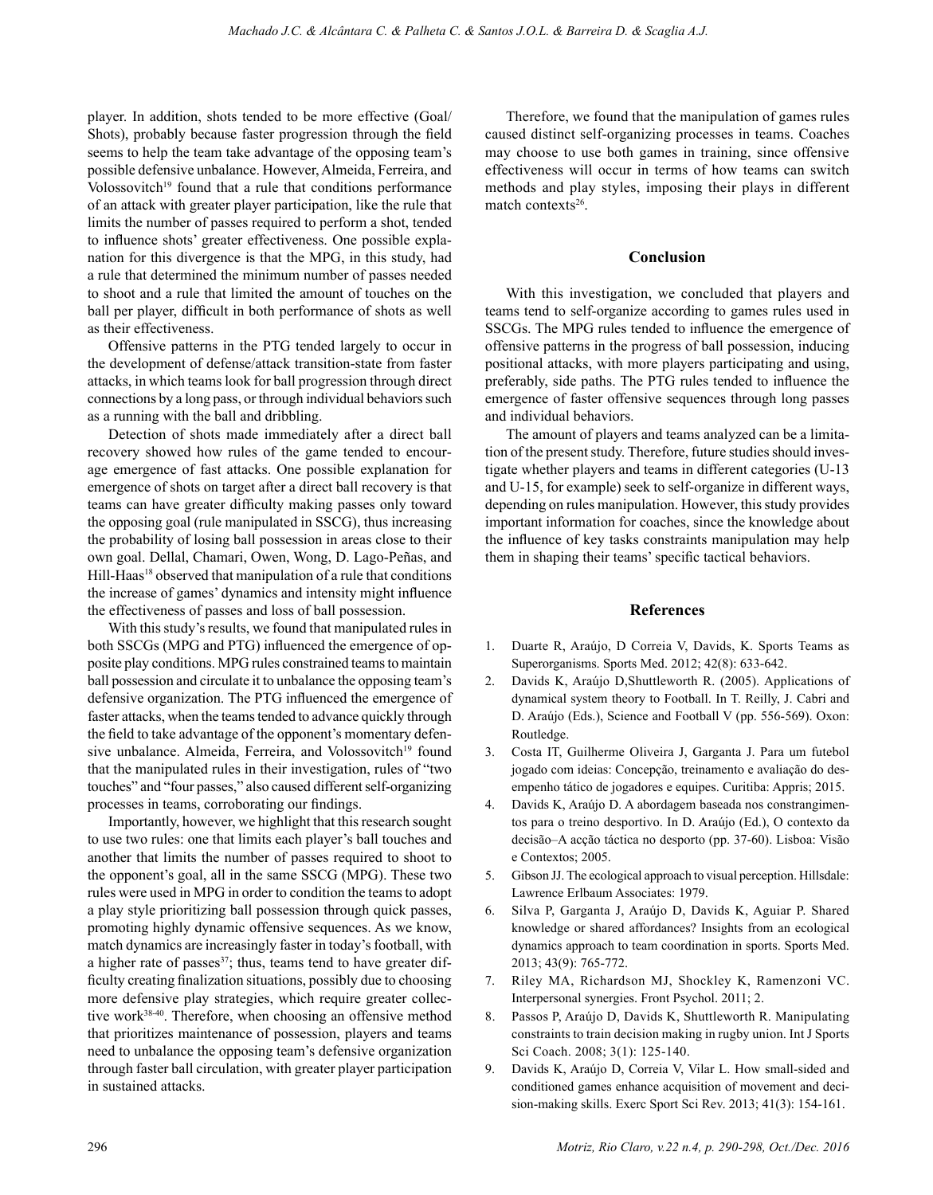player. In addition, shots tended to be more effective (Goal/Shots), probably because faster progression through the field seems to help the team take advantage of the opposing team's possible defensive unbalance. However, Almeida, Ferreira, and Volossovitch[19] found that a rule that conditions performance of an attack with greater player participation, like the rule that limits the number of passes required to perform a shot, tended to influence shots' greater effectiveness. One possible explanation for this divergence is that the MPG, in this study, had a rule that determined the minimum number of passes needed to shoot and a rule that limited the amount of touches on the ball per player, difficult in both performance of shots as well as their effectiveness.

Offensive patterns in the PTG tended largely to occur in the development of defense/attack transition-state from faster attacks, in which teams look for ball progression through direct connections by a long pass, or through individual behaviors such as a running with the ball and dribbling.

Detection of shots made immediately after a direct ball recovery showed how rules of the game tended to encourage emergence of fast attacks. One possible explanation for emergence of shots on target after a direct ball recovery is that teams can have greater difficulty making passes only toward the opposing goal (rule manipulated in SSCG), thus increasing the probability of losing ball possession in areas close to their own goal. Dellal, Chamari, Owen, Wong, D. Lago-Peñas, and Hill-Haas[18] observed that manipulation of a rule that conditions the increase of games' dynamics and intensity might influence the effectiveness of passes and loss of ball possession.

With this study's results, we found that manipulated rules in both SSCGs (MPG and PTG) influenced the emergence of opposite play conditions. MPG rules constrained teams to maintain ball possession and circulate it to unbalance the opposing team's defensive organization. The PTG influenced the emergence of faster attacks, when the teams tended to advance quickly through the field to take advantage of the opponent's momentary defensive unbalance. Almeida, Ferreira, and Volossovitch[19] found that the manipulated rules in their investigation, rules of "two touches" and "four passes," also caused different self-organizing processes in teams, corroborating our findings.

Importantly, however, we highlight that this research sought to use two rules: one that limits each player's ball touches and another that limits the number of passes required to shoot to the opponent's goal, all in the same SSCG (MPG). These two rules were used in MPG in order to condition the teams to adopt a play style prioritizing ball possession through quick passes, promoting highly dynamic offensive sequences. As we know, match dynamics are increasingly faster in today's football, with a higher rate of passes[37]; thus, teams tend to have greater difficulty creating finalization situations, possibly due to choosing more defensive play strategies, which require greater collective work[38-40]. Therefore, when choosing an offensive method that prioritizes maintenance of possession, players and teams need to unbalance the opposing team's defensive organization through faster ball circulation, with greater player participation in sustained attacks.

Therefore, we found that the manipulation of games rules caused distinct self-organizing processes in teams. Coaches may choose to use both games in training, since offensive effectiveness will occur in terms of how teams can switch methods and play styles, imposing their plays in different match contexts[26].

## Conclusion

With this investigation, we concluded that players and teams tend to self-organize according to games rules used in SSCGs. The MPG rules tended to influence the emergence of offensive patterns in the progress of ball possession, inducing positional attacks, with more players participating and using, preferably, side paths. The PTG rules tended to influence the emergence of faster offensive sequences through long passes and individual behaviors.

The amount of players and teams analyzed can be a limitation of the present study. Therefore, future studies should investigate whether players and teams in different categories (U-13 and U-15, for example) seek to self-organize in different ways, depending on rules manipulation. However, this study provides important information for coaches, since the knowledge about the influence of key tasks constraints manipulation may help them in shaping their teams' specific tactical behaviors.

## References

1. Duarte R, Araújo, D Correia V, Davids, K. Sports Teams as Superorganisms. Sports Med. 2012; 42(8): 633-642.
2. Davids K, Araújo D,Shuttleworth R. (2005). Applications of dynamical system theory to Football. In T. Reilly, J. Cabri and D. Araújo (Eds.), Science and Football V (pp. 556-569). Oxon: Routledge.
3. Costa IT, Guilherme Oliveira J, Garganta J. Para um futebol jogado com ideias: Concepção, treinamento e avaliação do desempenho tático de jogadores e equipes. Curitiba: Appris; 2015.
4. Davids K, Araújo D. A abordagem baseada nos constrangimentos para o treino desportivo. In D. Araújo (Ed.), O contexto da decisão–A acção táctica no desporto (pp. 37-60). Lisboa: Visão e Contextos; 2005.
5. Gibson JJ. The ecological approach to visual perception. Hillsdale: Lawrence Erlbaum Associates: 1979.
6. Silva P, Garganta J, Araújo D, Davids K, Aguiar P. Shared knowledge or shared affordances? Insights from an ecological dynamics approach to team coordination in sports. Sports Med. 2013; 43(9): 765-772.
7. Riley MA, Richardson MJ, Shockley K, Ramenzoni VC. Interpersonal synergies. Front Psychol. 2011; 2.
8. Passos P, Araújo D, Davids K, Shuttleworth R. Manipulating constraints to train decision making in rugby union. Int J Sports Sci Coach. 2008; 3(1): 125-140.
9. Davids K, Araújo D, Correia V, Vilar L. How small-sided and conditioned games enhance acquisition of movement and decision-making skills. Exerc Sport Sci Rev. 2013; 41(3): 154-161.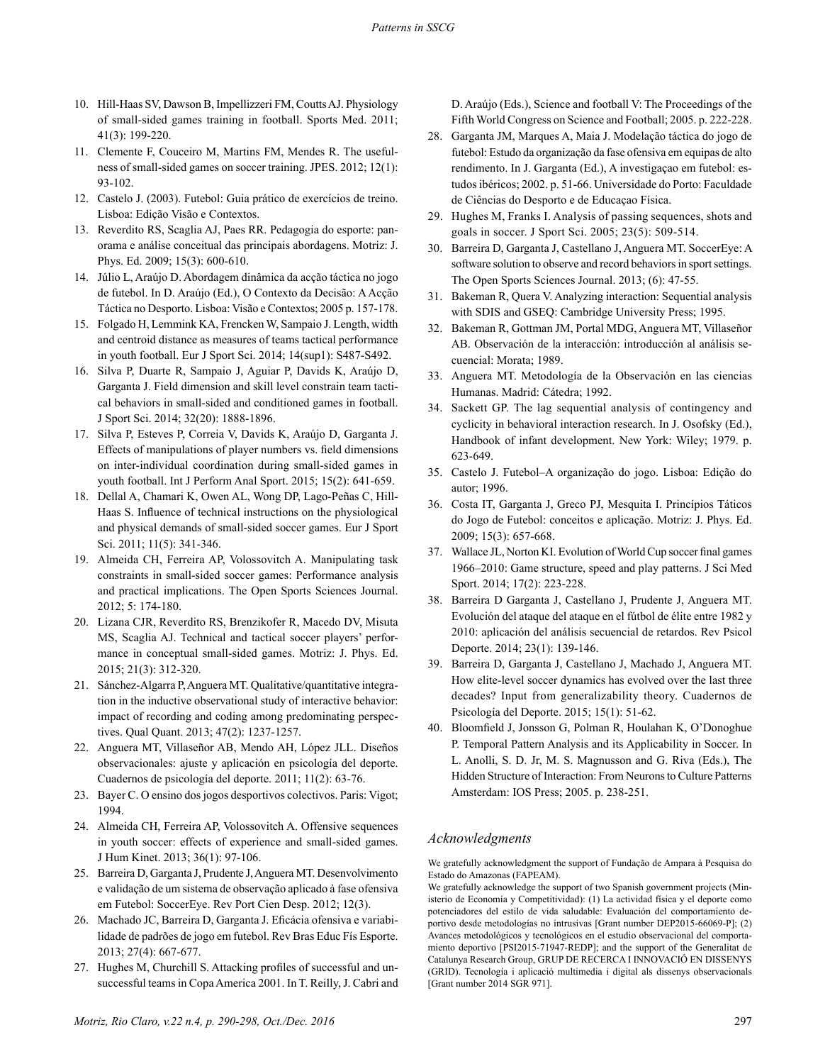10. Hill-Haas SV, Dawson B, Impellizzeri FM, Coutts AJ. Physiology of small-sided games training in football. Sports Med. 2011; 41(3): 199-220.
11. Clemente F, Couceiro M, Martins FM, Mendes R. The usefulness of small-sided games on soccer training. JPES. 2012; 12(1): 93-102.
12. Castelo J. (2003). Futebol: Guia prático de exercícios de treino. Lisboa: Edição Visão e Contextos.
13. Reverdito RS, Scaglia AJ, Paes RR. Pedagogia do esporte: panorama e análise conceitual das principais abordagens. Motriz: J. Phys. Ed. 2009; 15(3): 600-610.
14. Júlio L, Araújo D. Abordagem dinâmica da acção táctica no jogo de futebol. In D. Araújo (Ed.), O Contexto da Decisão: A Acção Táctica no Desporto. Lisboa: Visão e Contextos; 2005 p. 157-178.
15. Folgado H, Lemmink KA, Frencken W, Sampaio J. Length, width and centroid distance as measures of teams tactical performance in youth football. Eur J Sport Sci. 2014; 14(sup1): S487-S492.
16. Silva P, Duarte R, Sampaio J, Aguiar P, Davids K, Araújo D, Garganta J. Field dimension and skill level constrain team tactical behaviors in small-sided and conditioned games in football. J Sport Sci. 2014; 32(20): 1888-1896.
17. Silva P, Esteves P, Correia V, Davids K, Araújo D, Garganta J. Effects of manipulations of player numbers vs. field dimensions on inter-individual coordination during small-sided games in youth football. Int J Perform Anal Sport. 2015; 15(2): 641-659.
18. Dellal A, Chamari K, Owen AL, Wong DP, Lago-Peñas C, Hill-Haas S. Influence of technical instructions on the physiological and physical demands of small-sided soccer games. Eur J Sport Sci. 2011; 11(5): 341-346.
19. Almeida CH, Ferreira AP, Volossovitch A. Manipulating task constraints in small-sided soccer games: Performance analysis and practical implications. The Open Sports Sciences Journal. 2012; 5: 174-180.
20. Lizana CJR, Reverdito RS, Brenzikofer R, Macedo DV, Misuta MS, Scaglia AJ. Technical and tactical soccer players' performance in conceptual small-sided games. Motriz: J. Phys. Ed. 2015; 21(3): 312-320.
21. Sánchez-Algarra P, Anguera MT. Qualitative/quantitative integration in the inductive observational study of interactive behavior: impact of recording and coding among predominating perspectives. Qual Quant. 2013; 47(2): 1237-1257.
22. Anguera MT, Villaseñor AB, Mendo AH, López JLL. Diseños observacionales: ajuste y aplicación en psicología del deporte. Cuadernos de psicología del deporte. 2011; 11(2): 63-76.
23. Bayer C. O ensino dos jogos desportivos colectivos. Paris: Vigot; 1994.
24. Almeida CH, Ferreira AP, Volossovitch A. Offensive sequences in youth soccer: effects of experience and small-sided games. J Hum Kinet. 2013; 36(1): 97-106.
25. Barreira D, Garganta J, Prudente J, Anguera MT. Desenvolvimento e validação de um sistema de observação aplicado à fase ofensiva em Futebol: SoccerEye. Rev Port Cien Desp. 2012; 12(3).
26. Machado JC, Barreira D, Garganta J. Eficácia ofensiva e variabilidade de padrões de jogo em futebol. Rev Bras Educ Fís Esporte. 2013; 27(4): 667-677.
27. Hughes M, Churchill S. Attacking profiles of successful and unsuccessful teams in Copa America 2001. In T. Reilly, J. Cabri and D. Araújo (Eds.), Science and football V: The Proceedings of the Fifth World Congress on Science and Football; 2005. p. 222-228.
28. Garganta JM, Marques A, Maia J. Modelação táctica do jogo de futebol: Estudo da organização da fase ofensiva em equipas de alto rendimento. In J. Garganta (Ed.), A investigaçao em futebol: estudos ibéricos; 2002. p. 51-66. Universidade do Porto: Faculdade de Ciências do Desporto e de Educaçao Física.
29. Hughes M, Franks I. Analysis of passing sequences, shots and goals in soccer. J Sport Sci. 2005; 23(5): 509-514.
30. Barreira D, Garganta J, Castellano J, Anguera MT. SoccerEye: A software solution to observe and record behaviors in sport settings. The Open Sports Sciences Journal. 2013; (6): 47-55.
31. Bakeman R, Quera V. Analyzing interaction: Sequential analysis with SDIS and GSEQ: Cambridge University Press; 1995.
32. Bakeman R, Gottman JM, Portal MDG, Anguera MT, Villaseñor AB. Observación de la interacción: introducción al análisis secuencial: Morata; 1989.
33. Anguera MT. Metodología de la Observación en las ciencias Humanas. Madrid: Cátedra; 1992.
34. Sackett GP. The lag sequential analysis of contingency and cyclicity in behavioral interaction research. In J. Osofsky (Ed.), Handbook of infant development. New York: Wiley; 1979. p. 623-649.
35. Castelo J. Futebol–A organização do jogo. Lisboa: Edição do autor; 1996.
36. Costa IT, Garganta J, Greco PJ, Mesquita I. Princípios Táticos do Jogo de Futebol: conceitos e aplicação. Motriz: J. Phys. Ed. 2009; 15(3): 657-668.
37. Wallace JL, Norton KI. Evolution of World Cup soccer final games 1966–2010: Game structure, speed and play patterns. J Sci Med Sport. 2014; 17(2): 223-228.
38. Barreira D Garganta J, Castellano J, Prudente J, Anguera MT. Evolución del ataque del ataque en el fútbol de élite entre 1982 y 2010: aplicación del análisis secuencial de retardos. Rev Psicol Deporte. 2014; 23(1): 139-146.
39. Barreira D, Garganta J, Castellano J, Machado J, Anguera MT. How elite-level soccer dynamics has evolved over the last three decades? Input from generalizability theory. Cuadernos de Psicología del Deporte. 2015; 15(1): 51-62.
40. Bloomfield J, Jonsson G, Polman R, Houlahan K, O'Donoghue P. Temporal Pattern Analysis and its Applicability in Soccer. In L. Anolli, S. D. Jr, M. S. Magnusson and G. Riva (Eds.), The Hidden Structure of Interaction: From Neurons to Culture Patterns Amsterdam: IOS Press; 2005. p. 238-251.

## *Acknowledgments*

We gratefully acknowledgment the support of Fundação de Ampara à Pesquisa do Estado do Amazonas (FAPEAM).

We gratefully acknowledge the support of two Spanish government projects (Ministerio de Economía y Competitividad): (1) La actividad física y el deporte como potenciadores del estilo de vida saludable: Evaluación del comportamiento deportivo desde metodologías no intrusivas [Grant number DEP2015-66069-P]; (2) Avances metodológicos y tecnológicos en el estudio observacional del comportamiento deportivo [PSI2015-71947-REDP]; and the support of the Generalitat de Catalunya Research Group, GRUP DE RECERCA I INNOVACIÓ EN DISSENYS (GRID). Tecnología i aplicació multimedia i digital als dissenys observacionals [Grant number 2014 SGR 971].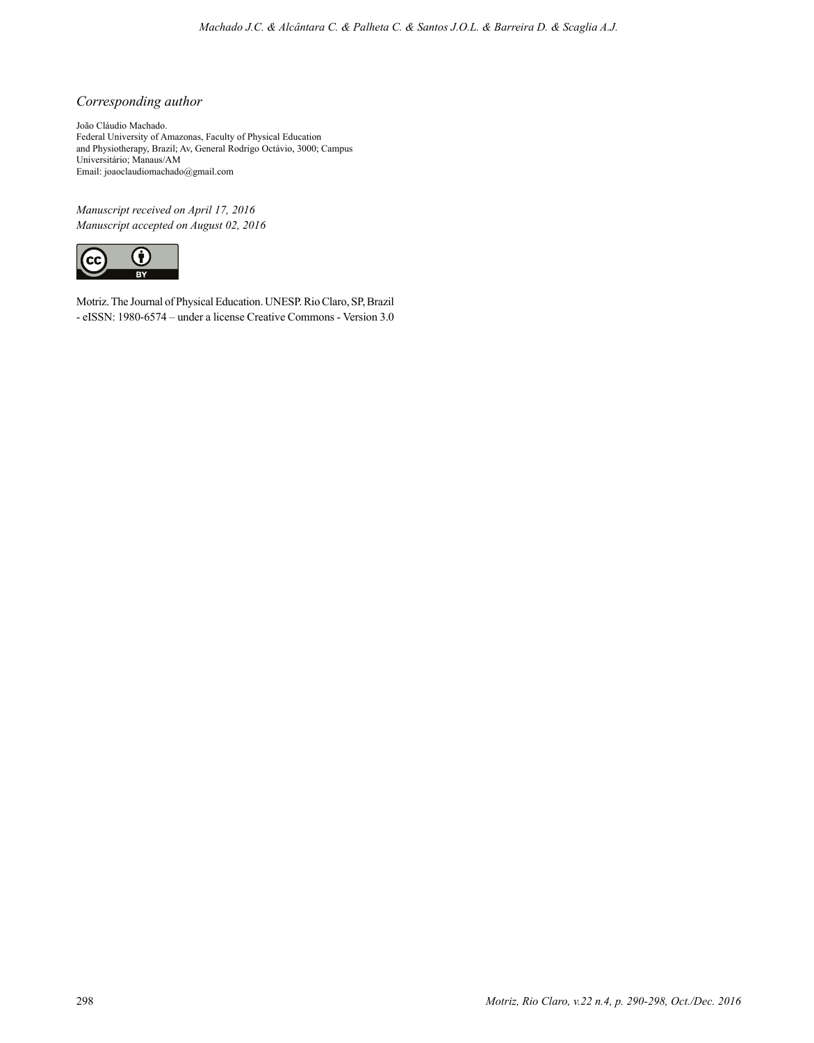*Corresponding author*

João Cláudio Machado.
Federal University of Amazonas, Faculty of Physical Education
and Physiotherapy, Brazil; Av, General Rodrigo Octávio, 3000; Campus
Universitário; Manaus/AM
Email: joaoclaudiomachado@gmail.com

*Manuscript received on April 17, 2016*
*Manuscript accepted on August 02, 2016*

Motriz. The Journal of Physical Education. UNESP. Rio Claro, SP, Brazil
- eISSN: 1980-6574 – under a license Creative Commons - Version 3.0